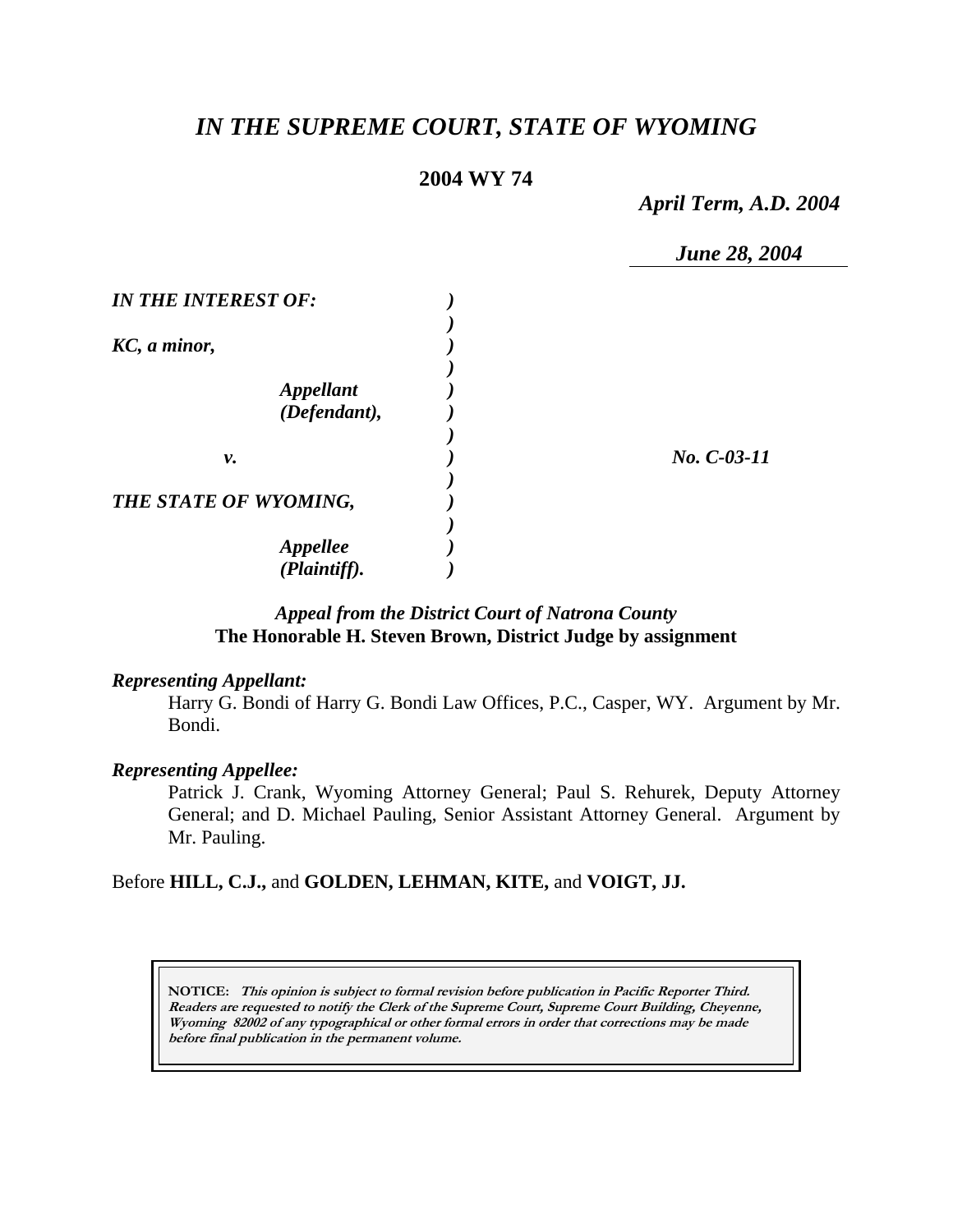# *IN THE SUPREME COURT, STATE OF WYOMING*

**2004 WY 74**

***April Term, A.D. 2004***

***June 28, 2004***

| | | |
|---|---|---|
| ***IN THE INTEREST OF:*** | ***)*** | |
| | ***)*** | |
| ***KC, a minor,*** | ***)*** | |
| | ***)*** | |
| ***Appellant*** | ***)*** | |
| ***(Defendant),*** | ***)*** | |
| | ***)*** | |
| ***v.*** | ***)*** | ***No. C-03-11*** |
| | ***)*** | |
| ***THE STATE OF WYOMING,*** | ***)*** | |
| | ***)*** | |
| ***Appellee*** | ***)*** | |
| ***(Plaintiff).*** | ***)*** | |

***Appeal from the District Court of Natrona County***
**The Honorable H. Steven Brown, District Judge by assignment**

***Representing Appellant:***

Harry G. Bondi of Harry G. Bondi Law Offices, P.C., Casper, WY. Argument by Mr. Bondi.

***Representing Appellee:***

Patrick J. Crank, Wyoming Attorney General; Paul S. Rehurek, Deputy Attorney General; and D. Michael Pauling, Senior Assistant Attorney General. Argument by Mr. Pauling.

Before **HILL, C.J.,** and **GOLDEN, LEHMAN, KITE,** and **VOIGT, JJ.**

**NOTICE:** ***This opinion is subject to formal revision before publication in Pacific Reporter Third. Readers are requested to notify the Clerk of the Supreme Court, Supreme Court Building, Cheyenne, Wyoming 82002 of any typographical or other formal errors in order that corrections may be made before final publication in the permanent volume.***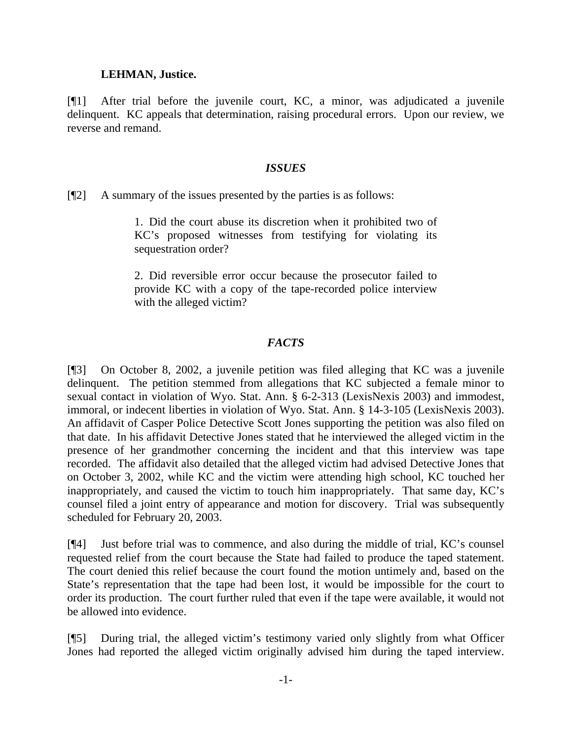**LEHMAN, Justice.**

[¶1] After trial before the juvenile court, KC, a minor, was adjudicated a juvenile delinquent. KC appeals that determination, raising procedural errors. Upon our review, we reverse and remand.

### *ISSUES*

[¶2] A summary of the issues presented by the parties is as follows:

> 1. Did the court abuse its discretion when it prohibited two of KC's proposed witnesses from testifying for violating its sequestration order?
>
> 2. Did reversible error occur because the prosecutor failed to provide KC with a copy of the tape-recorded police interview with the alleged victim?

### *FACTS*

[¶3] On October 8, 2002, a juvenile petition was filed alleging that KC was a juvenile delinquent. The petition stemmed from allegations that KC subjected a female minor to sexual contact in violation of Wyo. Stat. Ann. § 6-2-313 (LexisNexis 2003) and immodest, immoral, or indecent liberties in violation of Wyo. Stat. Ann. § 14-3-105 (LexisNexis 2003). An affidavit of Casper Police Detective Scott Jones supporting the petition was also filed on that date. In his affidavit Detective Jones stated that he interviewed the alleged victim in the presence of her grandmother concerning the incident and that this interview was tape recorded. The affidavit also detailed that the alleged victim had advised Detective Jones that on October 3, 2002, while KC and the victim were attending high school, KC touched her inappropriately, and caused the victim to touch him inappropriately. That same day, KC's counsel filed a joint entry of appearance and motion for discovery. Trial was subsequently scheduled for February 20, 2003.

[¶4] Just before trial was to commence, and also during the middle of trial, KC's counsel requested relief from the court because the State had failed to produce the taped statement. The court denied this relief because the court found the motion untimely and, based on the State's representation that the tape had been lost, it would be impossible for the court to order its production. The court further ruled that even if the tape were available, it would not be allowed into evidence.

[¶5] During trial, the alleged victim's testimony varied only slightly from what Officer Jones had reported the alleged victim originally advised him during the taped interview.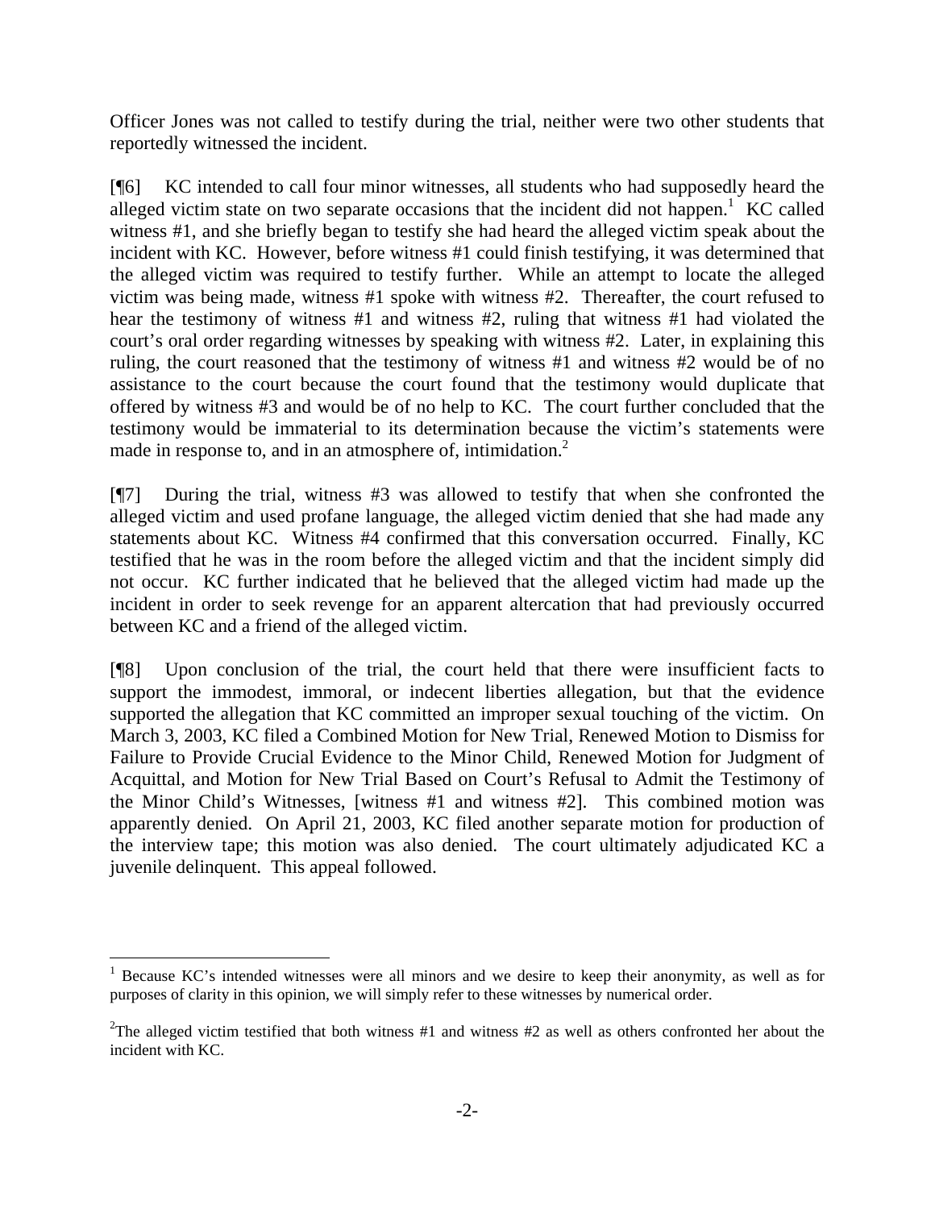Officer Jones was not called to testify during the trial, neither were two other students that reportedly witnessed the incident.

[¶6] KC intended to call four minor witnesses, all students who had supposedly heard the alleged victim state on two separate occasions that the incident did not happen.[1] KC called witness #1, and she briefly began to testify she had heard the alleged victim speak about the incident with KC. However, before witness #1 could finish testifying, it was determined that the alleged victim was required to testify further. While an attempt to locate the alleged victim was being made, witness #1 spoke with witness #2. Thereafter, the court refused to hear the testimony of witness #1 and witness #2, ruling that witness #1 had violated the court's oral order regarding witnesses by speaking with witness #2. Later, in explaining this ruling, the court reasoned that the testimony of witness #1 and witness #2 would be of no assistance to the court because the court found that the testimony would duplicate that offered by witness #3 and would be of no help to KC. The court further concluded that the testimony would be immaterial to its determination because the victim's statements were made in response to, and in an atmosphere of, intimidation.[2]

[¶7] During the trial, witness #3 was allowed to testify that when she confronted the alleged victim and used profane language, the alleged victim denied that she had made any statements about KC. Witness #4 confirmed that this conversation occurred. Finally, KC testified that he was in the room before the alleged victim and that the incident simply did not occur. KC further indicated that he believed that the alleged victim had made up the incident in order to seek revenge for an apparent altercation that had previously occurred between KC and a friend of the alleged victim.

[¶8] Upon conclusion of the trial, the court held that there were insufficient facts to support the immodest, immoral, or indecent liberties allegation, but that the evidence supported the allegation that KC committed an improper sexual touching of the victim. On March 3, 2003, KC filed a Combined Motion for New Trial, Renewed Motion to Dismiss for Failure to Provide Crucial Evidence to the Minor Child, Renewed Motion for Judgment of Acquittal, and Motion for New Trial Based on Court's Refusal to Admit the Testimony of the Minor Child's Witnesses, [witness #1 and witness #2]. This combined motion was apparently denied. On April 21, 2003, KC filed another separate motion for production of the interview tape; this motion was also denied. The court ultimately adjudicated KC a juvenile delinquent. This appeal followed.

---

[1] Because KC's intended witnesses were all minors and we desire to keep their anonymity, as well as for purposes of clarity in this opinion, we will simply refer to these witnesses by numerical order.

[2] The alleged victim testified that both witness #1 and witness #2 as well as others confronted her about the incident with KC.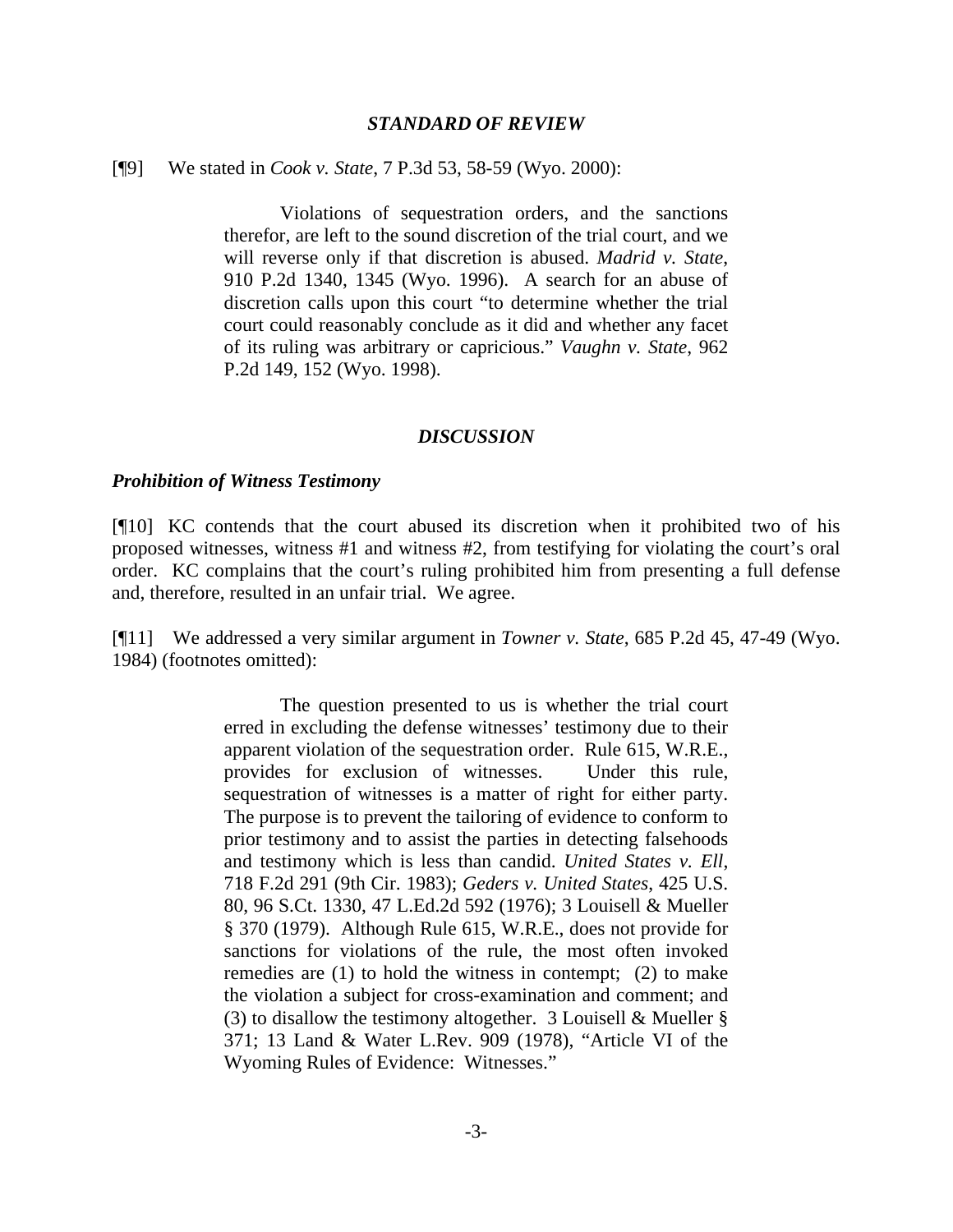### *STANDARD OF REVIEW*

[¶9] We stated in *Cook v. State*, 7 P.3d 53, 58-59 (Wyo. 2000):

> Violations of sequestration orders, and the sanctions therefor, are left to the sound discretion of the trial court, and we will reverse only if that discretion is abused. *Madrid v. State*, 910 P.2d 1340, 1345 (Wyo. 1996). A search for an abuse of discretion calls upon this court "to determine whether the trial court could reasonably conclude as it did and whether any facet of its ruling was arbitrary or capricious." *Vaughn v. State*, 962 P.2d 149, 152 (Wyo. 1998).

### *DISCUSSION*

#### *Prohibition of Witness Testimony*

[¶10] KC contends that the court abused its discretion when it prohibited two of his proposed witnesses, witness #1 and witness #2, from testifying for violating the court's oral order. KC complains that the court's ruling prohibited him from presenting a full defense and, therefore, resulted in an unfair trial. We agree.

[¶11] We addressed a very similar argument in *Towner v. State*, 685 P.2d 45, 47-49 (Wyo. 1984) (footnotes omitted):

> The question presented to us is whether the trial court erred in excluding the defense witnesses' testimony due to their apparent violation of the sequestration order. Rule 615, W.R.E., provides for exclusion of witnesses. Under this rule, sequestration of witnesses is a matter of right for either party. The purpose is to prevent the tailoring of evidence to conform to prior testimony and to assist the parties in detecting falsehoods and testimony which is less than candid. *United States v. Ell*, 718 F.2d 291 (9th Cir. 1983); *Geders v. United States*, 425 U.S. 80, 96 S.Ct. 1330, 47 L.Ed.2d 592 (1976); 3 Louisell & Mueller § 370 (1979). Although Rule 615, W.R.E., does not provide for sanctions for violations of the rule, the most often invoked remedies are (1) to hold the witness in contempt; (2) to make the violation a subject for cross-examination and comment; and (3) to disallow the testimony altogether. 3 Louisell & Mueller § 371; 13 Land & Water L.Rev. 909 (1978), "Article VI of the Wyoming Rules of Evidence: Witnesses."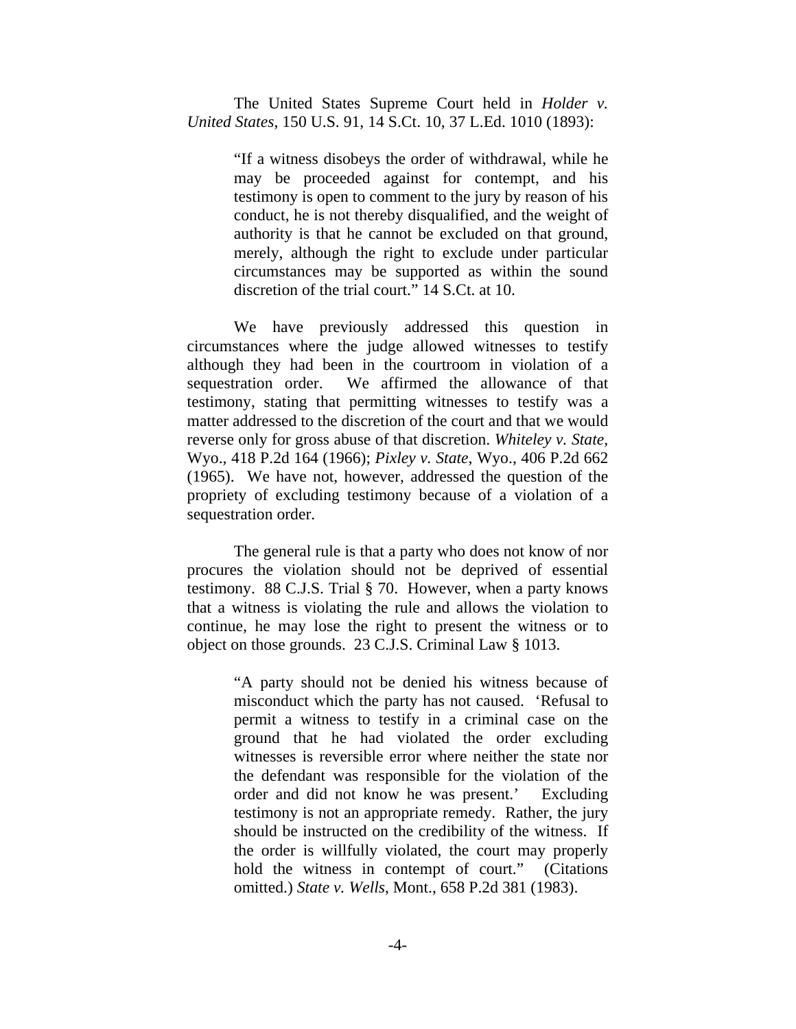The United States Supreme Court held in *Holder v. United States*, 150 U.S. 91, 14 S.Ct. 10, 37 L.Ed. 1010 (1893):

> "If a witness disobeys the order of withdrawal, while he may be proceeded against for contempt, and his testimony is open to comment to the jury by reason of his conduct, he is not thereby disqualified, and the weight of authority is that he cannot be excluded on that ground, merely, although the right to exclude under particular circumstances may be supported as within the sound discretion of the trial court." 14 S.Ct. at 10.

We have previously addressed this question in circumstances where the judge allowed witnesses to testify although they had been in the courtroom in violation of a sequestration order. We affirmed the allowance of that testimony, stating that permitting witnesses to testify was a matter addressed to the discretion of the court and that we would reverse only for gross abuse of that discretion. *Whiteley v. State*, Wyo., 418 P.2d 164 (1966); *Pixley v. State*, Wyo., 406 P.2d 662 (1965). We have not, however, addressed the question of the propriety of excluding testimony because of a violation of a sequestration order.

The general rule is that a party who does not know of nor procures the violation should not be deprived of essential testimony. 88 C.J.S. Trial § 70. However, when a party knows that a witness is violating the rule and allows the violation to continue, he may lose the right to present the witness or to object on those grounds. 23 C.J.S. Criminal Law § 1013.

> "A party should not be denied his witness because of misconduct which the party has not caused. 'Refusal to permit a witness to testify in a criminal case on the ground that he had violated the order excluding witnesses is reversible error where neither the state nor the defendant was responsible for the violation of the order and did not know he was present.' Excluding testimony is not an appropriate remedy. Rather, the jury should be instructed on the credibility of the witness. If the order is willfully violated, the court may properly hold the witness in contempt of court." (Citations omitted.) *State v. Wells*, Mont., 658 P.2d 381 (1983).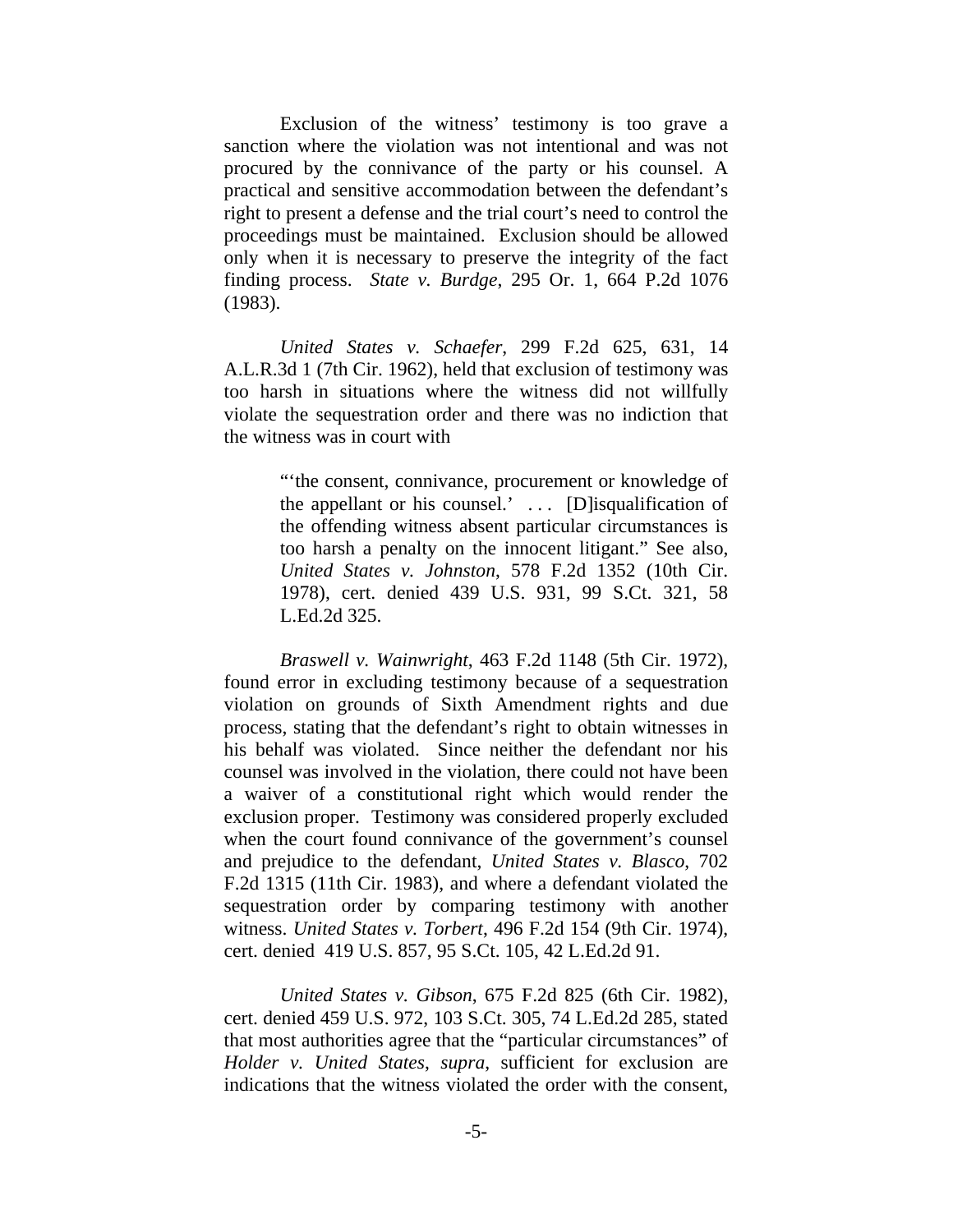Exclusion of the witness' testimony is too grave a sanction where the violation was not intentional and was not procured by the connivance of the party or his counsel. A practical and sensitive accommodation between the defendant's right to present a defense and the trial court's need to control the proceedings must be maintained. Exclusion should be allowed only when it is necessary to preserve the integrity of the fact finding process. *State v. Burdge*, 295 Or. 1, 664 P.2d 1076 (1983).

*United States v. Schaefer*, 299 F.2d 625, 631, 14 A.L.R.3d 1 (7th Cir. 1962), held that exclusion of testimony was too harsh in situations where the witness did not willfully violate the sequestration order and there was no indiction that the witness was in court with

> "'the consent, connivance, procurement or knowledge of the appellant or his counsel.' . . . [D]isqualification of the offending witness absent particular circumstances is too harsh a penalty on the innocent litigant." See also, *United States v. Johnston*, 578 F.2d 1352 (10th Cir. 1978), cert. denied 439 U.S. 931, 99 S.Ct. 321, 58 L.Ed.2d 325.

*Braswell v. Wainwright*, 463 F.2d 1148 (5th Cir. 1972), found error in excluding testimony because of a sequestration violation on grounds of Sixth Amendment rights and due process, stating that the defendant's right to obtain witnesses in his behalf was violated. Since neither the defendant nor his counsel was involved in the violation, there could not have been a waiver of a constitutional right which would render the exclusion proper. Testimony was considered properly excluded when the court found connivance of the government's counsel and prejudice to the defendant, *United States v. Blasco*, 702 F.2d 1315 (11th Cir. 1983), and where a defendant violated the sequestration order by comparing testimony with another witness. *United States v. Torbert*, 496 F.2d 154 (9th Cir. 1974), cert. denied 419 U.S. 857, 95 S.Ct. 105, 42 L.Ed.2d 91.

*United States v. Gibson*, 675 F.2d 825 (6th Cir. 1982), cert. denied 459 U.S. 972, 103 S.Ct. 305, 74 L.Ed.2d 285, stated that most authorities agree that the "particular circumstances" of *Holder v. United States*, *supra*, sufficient for exclusion are indications that the witness violated the order with the consent,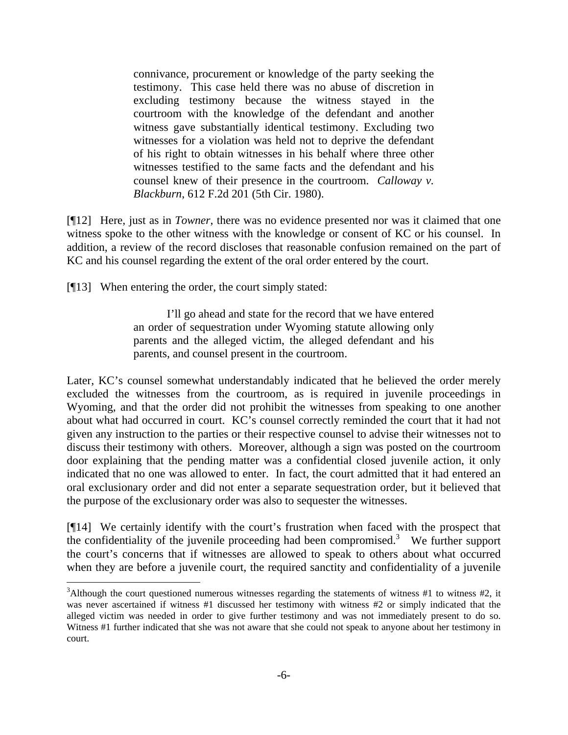> connivance, procurement or knowledge of the party seeking the testimony. This case held there was no abuse of discretion in excluding testimony because the witness stayed in the courtroom with the knowledge of the defendant and another witness gave substantially identical testimony. Excluding two witnesses for a violation was held not to deprive the defendant of his right to obtain witnesses in his behalf where three other witnesses testified to the same facts and the defendant and his counsel knew of their presence in the courtroom. *Calloway v. Blackburn*, 612 F.2d 201 (5th Cir. 1980).

[¶12] Here, just as in *Towner*, there was no evidence presented nor was it claimed that one witness spoke to the other witness with the knowledge or consent of KC or his counsel. In addition, a review of the record discloses that reasonable confusion remained on the part of KC and his counsel regarding the extent of the oral order entered by the court.

[¶13] When entering the order, the court simply stated:

> I'll go ahead and state for the record that we have entered an order of sequestration under Wyoming statute allowing only parents and the alleged victim, the alleged defendant and his parents, and counsel present in the courtroom.

Later, KC's counsel somewhat understandably indicated that he believed the order merely excluded the witnesses from the courtroom, as is required in juvenile proceedings in Wyoming, and that the order did not prohibit the witnesses from speaking to one another about what had occurred in court. KC's counsel correctly reminded the court that it had not given any instruction to the parties or their respective counsel to advise their witnesses not to discuss their testimony with others. Moreover, although a sign was posted on the courtroom door explaining that the pending matter was a confidential closed juvenile action, it only indicated that no one was allowed to enter. In fact, the court admitted that it had entered an oral exclusionary order and did not enter a separate sequestration order, but it believed that the purpose of the exclusionary order was also to sequester the witnesses.

[¶14] We certainly identify with the court's frustration when faced with the prospect that the confidentiality of the juvenile proceeding had been compromised.[3] We further support the court's concerns that if witnesses are allowed to speak to others about what occurred when they are before a juvenile court, the required sanctity and confidentiality of a juvenile

---

[3] Although the court questioned numerous witnesses regarding the statements of witness #1 to witness #2, it was never ascertained if witness #1 discussed her testimony with witness #2 or simply indicated that the alleged victim was needed in order to give further testimony and was not immediately present to do so. Witness #1 further indicated that she was not aware that she could not speak to anyone about her testimony in court.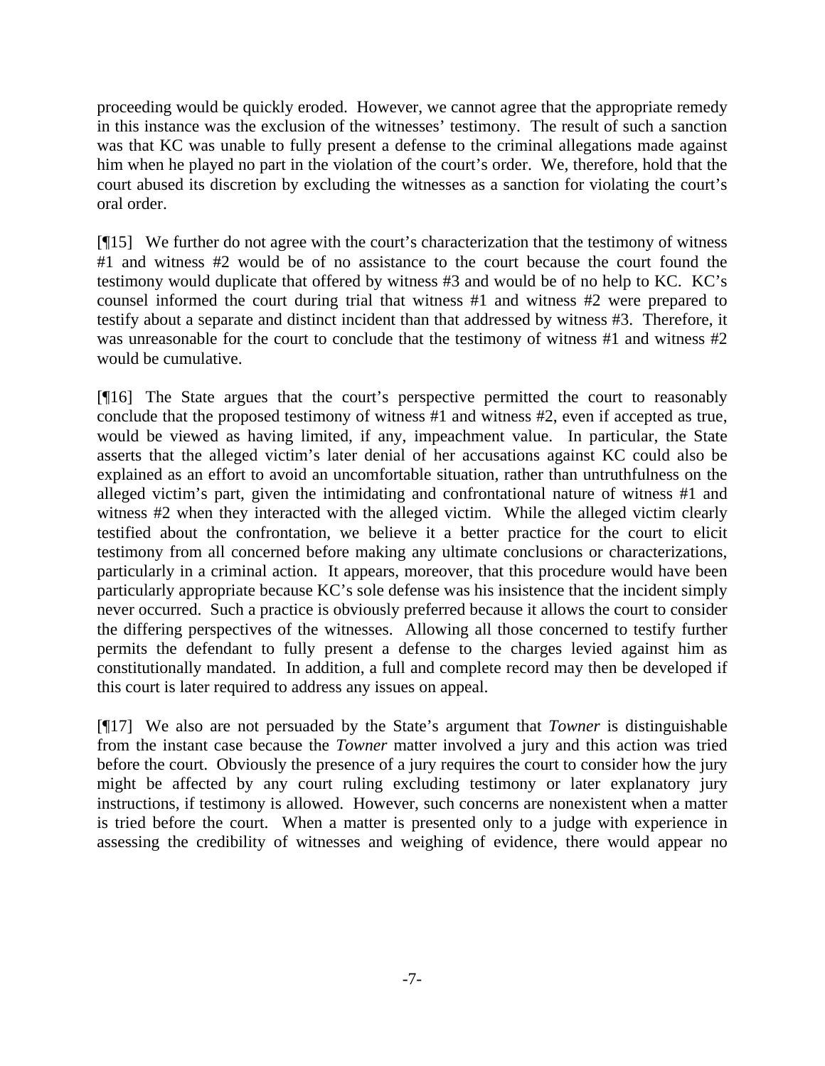proceeding would be quickly eroded. However, we cannot agree that the appropriate remedy in this instance was the exclusion of the witnesses' testimony. The result of such a sanction was that KC was unable to fully present a defense to the criminal allegations made against him when he played no part in the violation of the court's order. We, therefore, hold that the court abused its discretion by excluding the witnesses as a sanction for violating the court's oral order.

[¶15] We further do not agree with the court's characterization that the testimony of witness #1 and witness #2 would be of no assistance to the court because the court found the testimony would duplicate that offered by witness #3 and would be of no help to KC. KC's counsel informed the court during trial that witness #1 and witness #2 were prepared to testify about a separate and distinct incident than that addressed by witness #3. Therefore, it was unreasonable for the court to conclude that the testimony of witness #1 and witness #2 would be cumulative.

[¶16] The State argues that the court's perspective permitted the court to reasonably conclude that the proposed testimony of witness #1 and witness #2, even if accepted as true, would be viewed as having limited, if any, impeachment value. In particular, the State asserts that the alleged victim's later denial of her accusations against KC could also be explained as an effort to avoid an uncomfortable situation, rather than untruthfulness on the alleged victim's part, given the intimidating and confrontational nature of witness #1 and witness #2 when they interacted with the alleged victim. While the alleged victim clearly testified about the confrontation, we believe it a better practice for the court to elicit testimony from all concerned before making any ultimate conclusions or characterizations, particularly in a criminal action. It appears, moreover, that this procedure would have been particularly appropriate because KC's sole defense was his insistence that the incident simply never occurred. Such a practice is obviously preferred because it allows the court to consider the differing perspectives of the witnesses. Allowing all those concerned to testify further permits the defendant to fully present a defense to the charges levied against him as constitutionally mandated. In addition, a full and complete record may then be developed if this court is later required to address any issues on appeal.

[¶17] We also are not persuaded by the State's argument that *Towner* is distinguishable from the instant case because the *Towner* matter involved a jury and this action was tried before the court. Obviously the presence of a jury requires the court to consider how the jury might be affected by any court ruling excluding testimony or later explanatory jury instructions, if testimony is allowed. However, such concerns are nonexistent when a matter is tried before the court. When a matter is presented only to a judge with experience in assessing the credibility of witnesses and weighing of evidence, there would appear no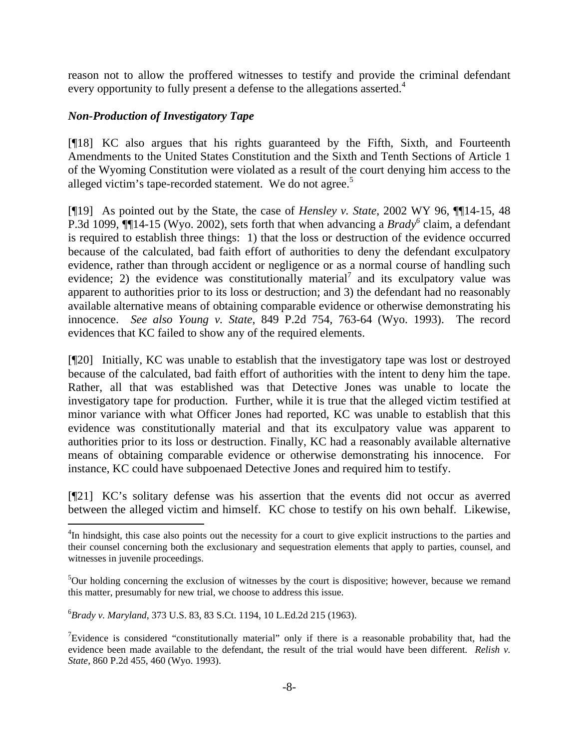reason not to allow the proffered witnesses to testify and provide the criminal defendant every opportunity to fully present a defense to the allegations asserted.[4]

### *Non-Production of Investigatory Tape*

[¶18] KC also argues that his rights guaranteed by the Fifth, Sixth, and Fourteenth Amendments to the United States Constitution and the Sixth and Tenth Sections of Article 1 of the Wyoming Constitution were violated as a result of the court denying him access to the alleged victim's tape-recorded statement. We do not agree.[5]

[¶19] As pointed out by the State, the case of *Hensley v. State*, 2002 WY 96, ¶¶14-15, 48 P.3d 1099, ¶¶14-15 (Wyo. 2002), sets forth that when advancing a *Brady*[6] claim, a defendant is required to establish three things: 1) that the loss or destruction of the evidence occurred because of the calculated, bad faith effort of authorities to deny the defendant exculpatory evidence, rather than through accident or negligence or as a normal course of handling such evidence; 2) the evidence was constitutionally material[7] and its exculpatory value was apparent to authorities prior to its loss or destruction; and 3) the defendant had no reasonably available alternative means of obtaining comparable evidence or otherwise demonstrating his innocence. *See also Young v. State*, 849 P.2d 754, 763-64 (Wyo. 1993). The record evidences that KC failed to show any of the required elements.

[¶20] Initially, KC was unable to establish that the investigatory tape was lost or destroyed because of the calculated, bad faith effort of authorities with the intent to deny him the tape. Rather, all that was established was that Detective Jones was unable to locate the investigatory tape for production. Further, while it is true that the alleged victim testified at minor variance with what Officer Jones had reported, KC was unable to establish that this evidence was constitutionally material and that its exculpatory value was apparent to authorities prior to its loss or destruction. Finally, KC had a reasonably available alternative means of obtaining comparable evidence or otherwise demonstrating his innocence. For instance, KC could have subpoenaed Detective Jones and required him to testify.

[¶21] KC's solitary defense was his assertion that the events did not occur as averred between the alleged victim and himself. KC chose to testify on his own behalf. Likewise,

---

[4]In hindsight, this case also points out the necessity for a court to give explicit instructions to the parties and their counsel concerning both the exclusionary and sequestration elements that apply to parties, counsel, and witnesses in juvenile proceedings.

[5]Our holding concerning the exclusion of witnesses by the court is dispositive; however, because we remand this matter, presumably for new trial, we choose to address this issue.

[6]*Brady v. Maryland*, 373 U.S. 83, 83 S.Ct. 1194, 10 L.Ed.2d 215 (1963).

[7]Evidence is considered "constitutionally material" only if there is a reasonable probability that, had the evidence been made available to the defendant, the result of the trial would have been different. *Relish v. State*, 860 P.2d 455, 460 (Wyo. 1993).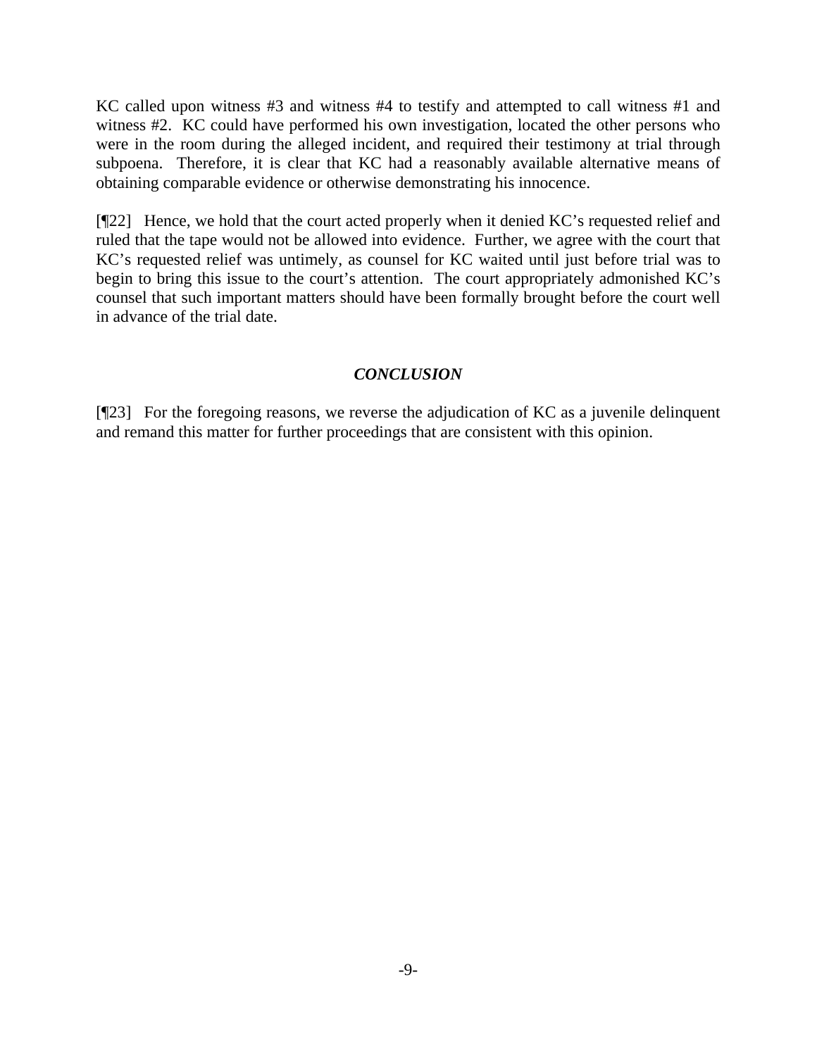KC called upon witness #3 and witness #4 to testify and attempted to call witness #1 and witness #2. KC could have performed his own investigation, located the other persons who were in the room during the alleged incident, and required their testimony at trial through subpoena. Therefore, it is clear that KC had a reasonably available alternative means of obtaining comparable evidence or otherwise demonstrating his innocence.

[¶22] Hence, we hold that the court acted properly when it denied KC's requested relief and ruled that the tape would not be allowed into evidence. Further, we agree with the court that KC's requested relief was untimely, as counsel for KC waited until just before trial was to begin to bring this issue to the court's attention. The court appropriately admonished KC's counsel that such important matters should have been formally brought before the court well in advance of the trial date.

## *CONCLUSION*

[¶23] For the foregoing reasons, we reverse the adjudication of KC as a juvenile delinquent and remand this matter for further proceedings that are consistent with this opinion.